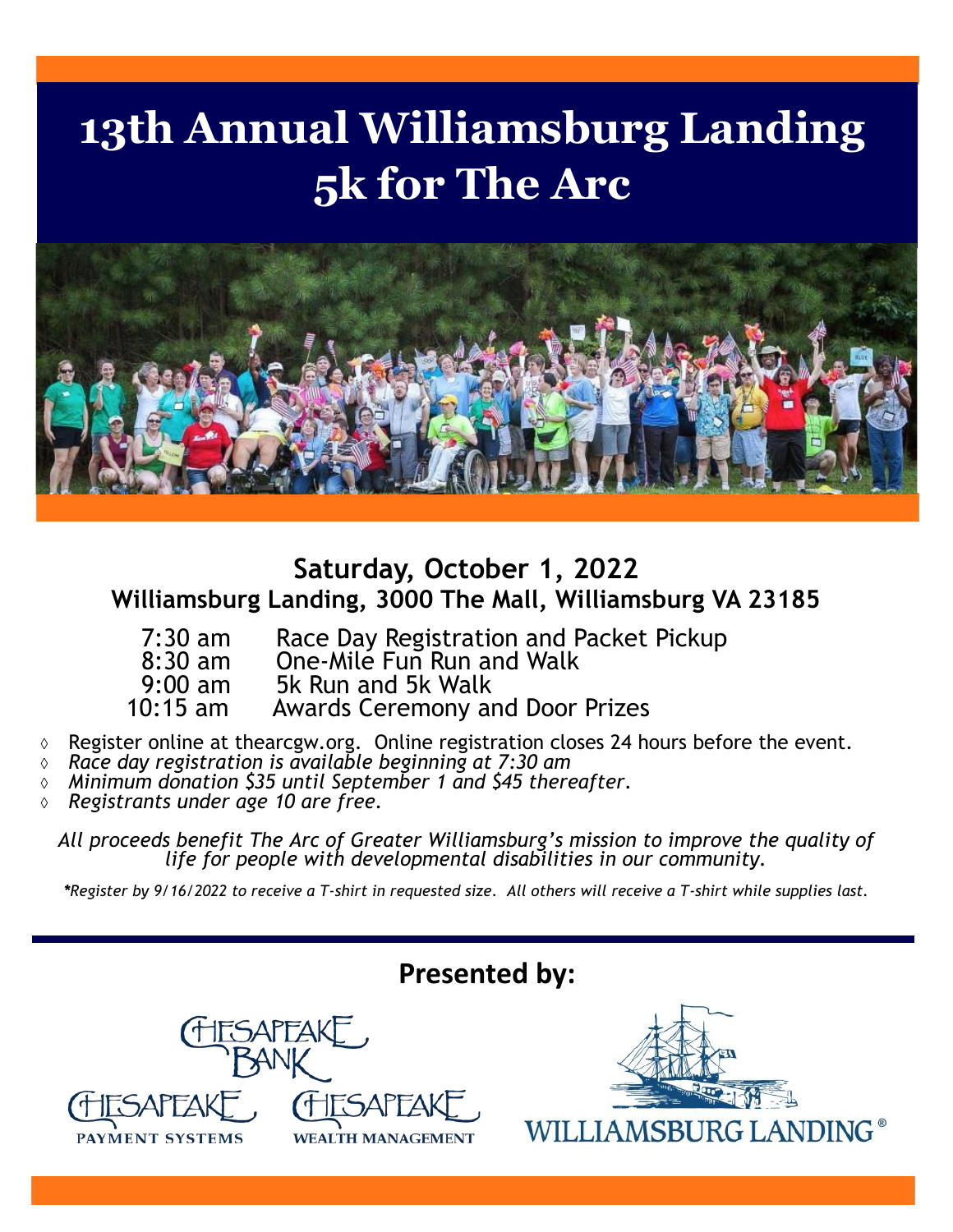# 13th Annual Williamsburg Landing 5k for The Arc

**Saturday, October 1, 2022**
**Williamsburg Landing, 3000 The Mall, Williamsburg VA 23185**

| | |
|---|---|
| 7:30 am | Race Day Registration and Packet Pickup |
| 8:30 am | One-Mile Fun Run and Walk |
| 9:00 am | 5k Run and 5k Walk |
| 10:15 am | Awards Ceremony and Door Prizes |

- Register online at thearcgw.org. Online registration closes 24 hours before the event.
- *Race day registration is available beginning at 7:30 am*
- *Minimum donation $35 until September 1 and $45 thereafter.*
- *Registrants under age 10 are free.*

*All proceeds benefit The Arc of Greater Williamsburg's mission to improve the quality of life for people with developmental disabilities in our community.*

**Register by 9/16/2022 to receive a T-shirt in requested size. All others will receive a T-shirt while supplies last.*

## Presented by:

Chesapeake Bank
Chesapeake Payment Systems
Chesapeake Wealth Management
Williamsburg Landing®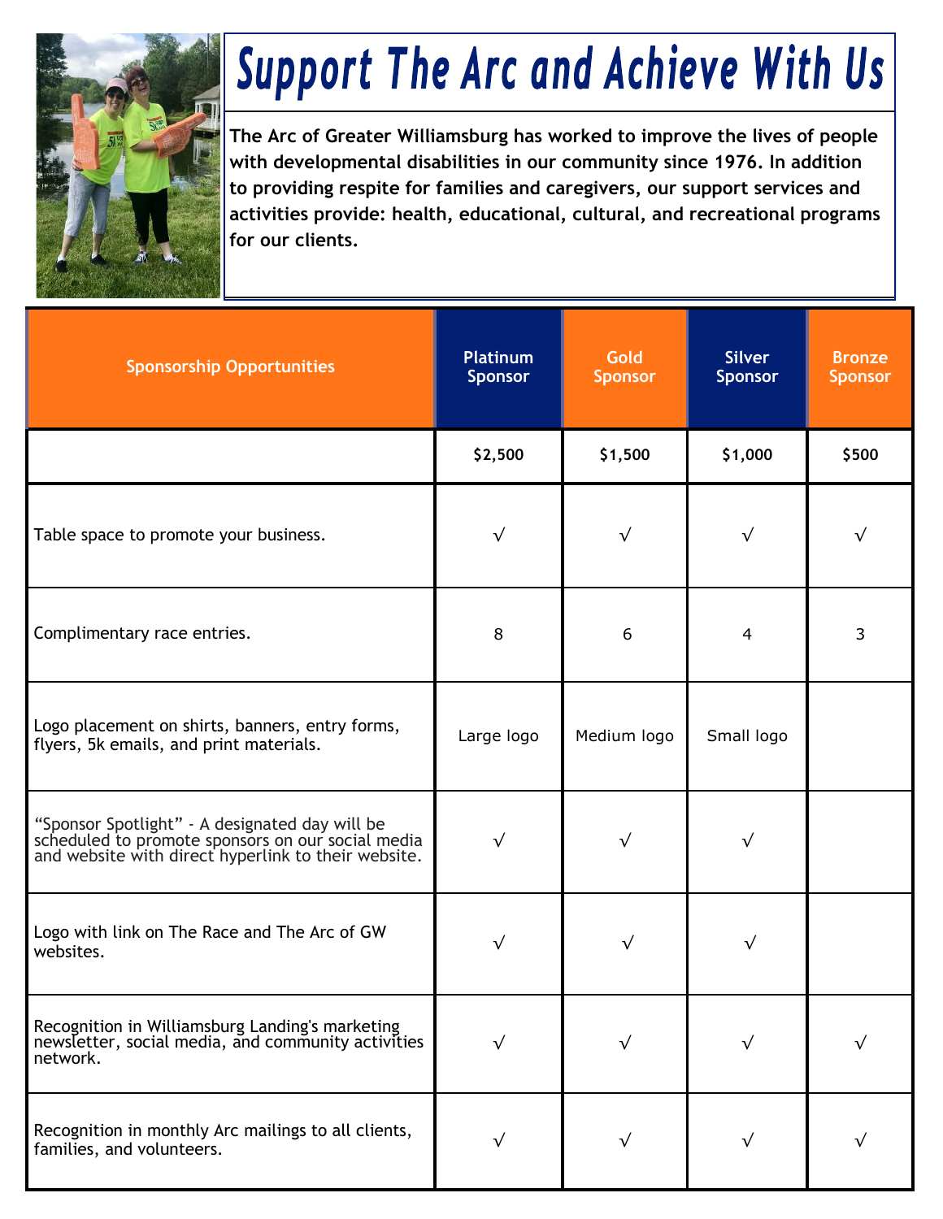# Support The Arc and Achieve With Us

**The Arc of Greater Williamsburg has worked to improve the lives of people with developmental disabilities in our community since 1976. In addition to providing respite for families and caregivers, our support services and activities provide: health, educational, cultural, and recreational programs for our clients.**

| Sponsorship Opportunities | Platinum Sponsor | Gold Sponsor | Silver Sponsor | Bronze Sponsor |
|---|---|---|---|---|
| | **$2,500** | **$1,500** | **$1,000** | **$500** |
| Table space to promote your business. | √ | √ | √ | √ |
| Complimentary race entries. | 8 | 6 | 4 | 3 |
| Logo placement on shirts, banners, entry forms, flyers, 5k emails, and print materials. | Large logo | Medium logo | Small logo | |
| "Sponsor Spotlight" - A designated day will be scheduled to promote sponsors on our social media and website with direct hyperlink to their website. | √ | √ | √ | |
| Logo with link on The Race and The Arc of GW websites. | √ | √ | √ | |
| Recognition in Williamsburg Landing's marketing newsletter, social media, and community activities network. | √ | √ | √ | √ |
| Recognition in monthly Arc mailings to all clients, families, and volunteers. | √ | √ | √ | √ |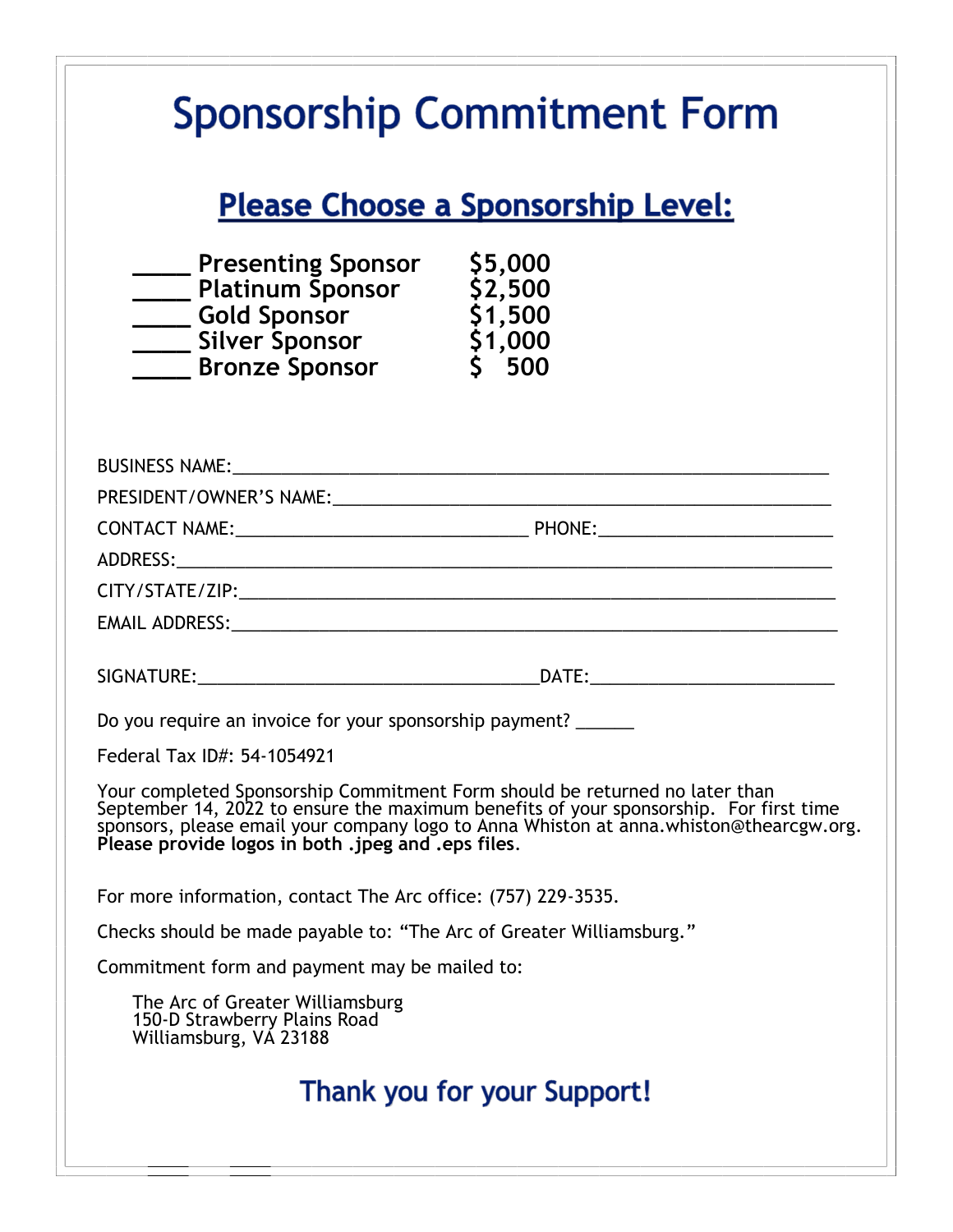# Sponsorship Commitment Form

## Please Choose a Sponsorship Level:

| | | |
|---|---|---|
| ____ | **Presenting Sponsor** | **$5,000** |
| ____ | **Platinum Sponsor** | **$2,500** |
| ____ | **Gold Sponsor** | **$1,500** |
| ____ | **Silver Sponsor** | **$1,000** |
| ____ | **Bronze Sponsor** | **$ 500** |

BUSINESS NAME:_______________________________________________________________

PRESIDENT/OWNER'S NAME:______________________________________________________

CONTACT NAME:______________________________ PHONE:________________________

ADDRESS:_____________________________________________________________________

CITY/STATE/ZIP:______________________________________________________________

EMAIL ADDRESS:_______________________________________________________________

SIGNATURE:___________________________________DATE:_________________________

Do you require an invoice for your sponsorship payment? ______

Federal Tax ID#: 54-1054921

Your completed Sponsorship Commitment Form should be returned no later than September 14, 2022 to ensure the maximum benefits of your sponsorship. For first time sponsors, please email your company logo to Anna Whiston at anna.whiston@thearcgw.org. **Please provide logos in both .jpeg and .eps files**.

For more information, contact The Arc office: (757) 229-3535.

Checks should be made payable to: "The Arc of Greater Williamsburg."

Commitment form and payment may be mailed to:

The Arc of Greater Williamsburg
150-D Strawberry Plains Road
Williamsburg, VA 23188

## Thank you for your Support!